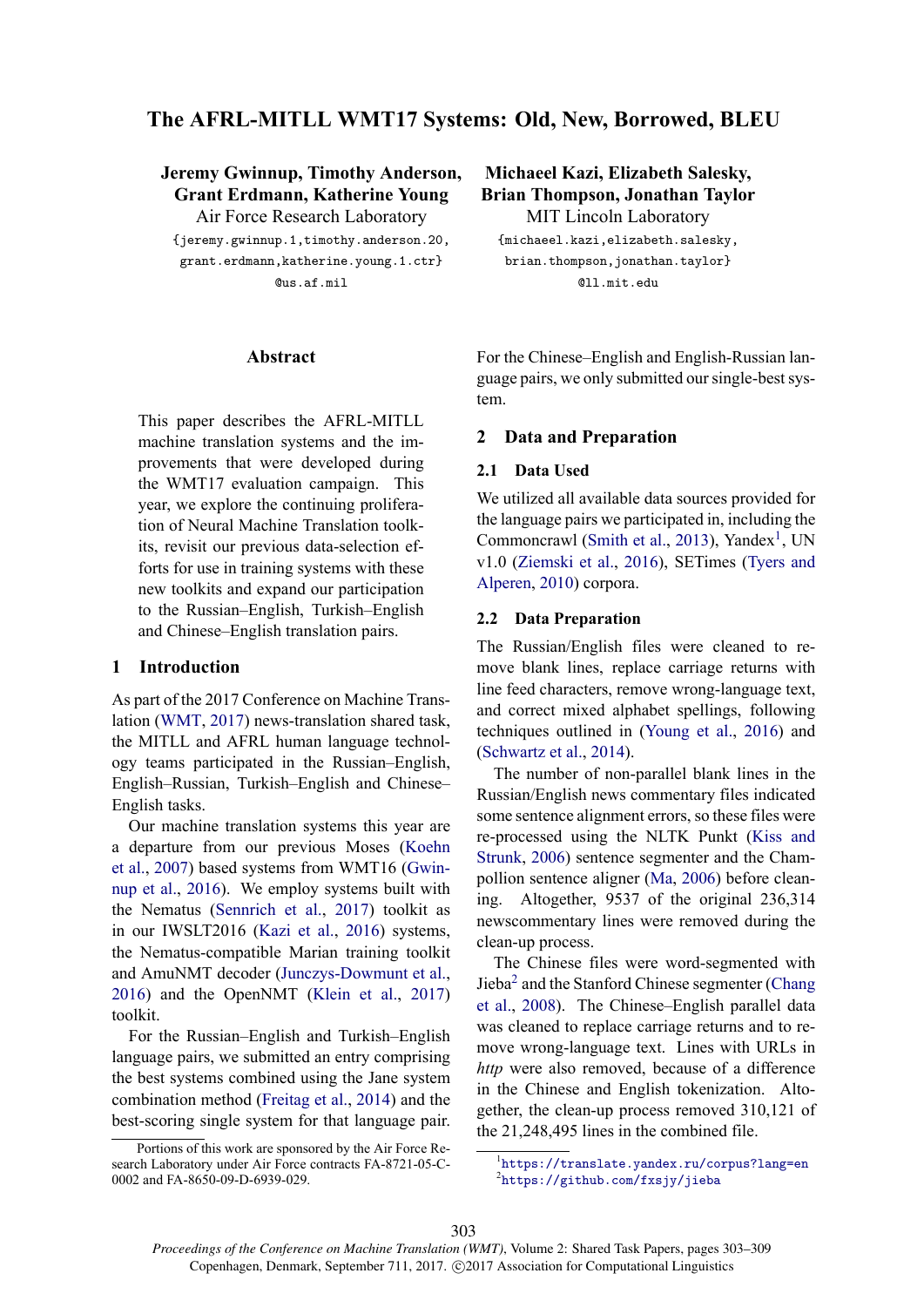# The AFRL-MITLL WMT17 Systems: Old, New, Borrowed, BLEU

**Jeremy Gwinnup, Timothy Anderson, Grant Erdmann, Katherine Young**
Air Force Research Laboratory
{jeremy.gwinnup.1,timothy.anderson.20, grant.erdmann,katherine.young.1.ctr}@us.af.mil

**Michaeel Kazi, Elizabeth Salesky, Brian Thompson, Jonathan Taylor**
MIT Lincoln Laboratory
{michaeel.kazi,elizabeth.salesky, brian.thompson,jonathan.taylor}@ll.mit.edu

## Abstract

This paper describes the AFRL-MITLL machine translation systems and the improvements that were developed during the WMT17 evaluation campaign. This year, we explore the continuing proliferation of Neural Machine Translation toolkits, revisit our previous data-selection efforts for use in training systems with these new toolkits and expand our participation to the Russian–English, Turkish–English and Chinese–English translation pairs.

## 1 Introduction

As part of the 2017 Conference on Machine Translation (WMT, 2017) news-translation shared task, the MITLL and AFRL human language technology teams participated in the Russian–English, English–Russian, Turkish–English and Chinese–English tasks.

Our machine translation systems this year are a departure from our previous Moses (Koehn et al., 2007) based systems from WMT16 (Gwinnup et al., 2016). We employ systems built with the Nematus (Sennrich et al., 2017) toolkit as in our IWSLT2016 (Kazi et al., 2016) systems, the Nematus-compatible Marian training toolkit and AmuNMT decoder (Junczys-Dowmunt et al., 2016) and the OpenNMT (Klein et al., 2017) toolkit.

For the Russian–English and Turkish–English language pairs, we submitted an entry comprising the best systems combined using the Jane system combination method (Freitag et al., 2014) and the best-scoring single system for that language pair. For the Chinese–English and English-Russian language pairs, we only submitted our single-best system.

## 2 Data and Preparation

### 2.1 Data Used

We utilized all available data sources provided for the language pairs we participated in, including the Commoncrawl (Smith et al., 2013), Yandex[1], UN v1.0 (Ziemski et al., 2016), SETimes (Tyers and Alperen, 2010) corpora.

### 2.2 Data Preparation

The Russian/English files were cleaned to remove blank lines, replace carriage returns with line feed characters, remove wrong-language text, and correct mixed alphabet spellings, following techniques outlined in (Young et al., 2016) and (Schwartz et al., 2014).

The number of non-parallel blank lines in the Russian/English news commentary files indicated some sentence alignment errors, so these files were re-processed using the NLTK Punkt (Kiss and Strunk, 2006) sentence segmenter and the Champollion sentence aligner (Ma, 2006) before cleaning. Altogether, 9537 of the original 236,314 newscommentary lines were removed during the clean-up process.

The Chinese files were word-segmented with Jieba[2] and the Stanford Chinese segmenter (Chang et al., 2008). The Chinese–English parallel data was cleaned to replace carriage returns and to remove wrong-language text. Lines with URLs in *http* were also removed, because of a difference in the Chinese and English tokenization. Altogether, the clean-up process removed 310,121 of the 21,248,495 lines in the combined file.

Portions of this work are sponsored by the Air Force Research Laboratory under Air Force contracts FA-8721-05-C-0002 and FA-8650-09-D-6939-029.

[1] https://translate.yandex.ru/corpus?lang=en
[2] https://github.com/fxsjy/jieba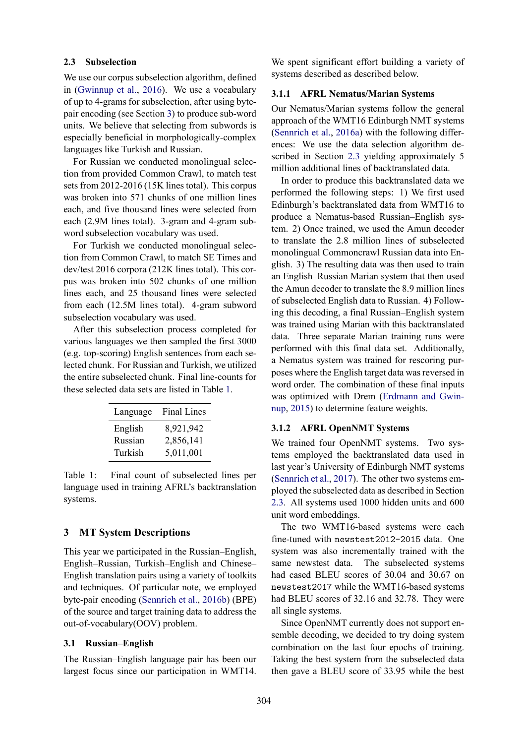## 2.3 Subselection

We use our corpus subselection algorithm, defined in (Gwinnup et al., 2016). We use a vocabulary of up to 4-grams for subselection, after using byte-pair encoding (see Section 3) to produce sub-word units. We believe that selecting from subwords is especially beneficial in morphologically-complex languages like Turkish and Russian.

For Russian we conducted monolingual selection from provided Common Crawl, to match test sets from 2012-2016 (15K lines total). This corpus was broken into 571 chunks of one million lines each, and five thousand lines were selected from each (2.9M lines total). 3-gram and 4-gram subword subselection vocabulary was used.

For Turkish we conducted monolingual selection from Common Crawl, to match SE Times and dev/test 2016 corpora (212K lines total). This corpus was broken into 502 chunks of one million lines each, and 25 thousand lines were selected from each (12.5M lines total). 4-gram subword subselection vocabulary was used.

After this subselection process completed for various languages we then sampled the first 3000 (e.g. top-scoring) English sentences from each selected chunk. For Russian and Turkish, we utilized the entire subselected chunk. Final line-counts for these selected data sets are listed in Table 1.

| Language | Final Lines |
| --- | --- |
| English | 8,921,942 |
| Russian | 2,856,141 |
| Turkish | 5,011,001 |

Table 1: Final count of subselected lines per language used in training AFRL's backtranslation systems.

# 3 MT System Descriptions

This year we participated in the Russian–English, English–Russian, Turkish–English and Chinese–English translation pairs using a variety of toolkits and techniques. Of particular note, we employed byte-pair encoding (Sennrich et al., 2016b) (BPE) of the source and target training data to address the out-of-vocabulary(OOV) problem.

## 3.1 Russian–English

The Russian–English language pair has been our largest focus since our participation in WMT14. We spent significant effort building a variety of systems described as described below.

### 3.1.1 AFRL Nematus/Marian Systems

Our Nematus/Marian systems follow the general approach of the WMT16 Edinburgh NMT systems (Sennrich et al., 2016a) with the following differences: We use the data selection algorithm described in Section 2.3 yielding approximately 5 million additional lines of backtranslated data.

In order to produce this backtranslated data we performed the following steps: 1) We first used Edinburgh's backtranslated data from WMT16 to produce a Nematus-based Russian–English system. 2) Once trained, we used the Amun decoder to translate the 2.8 million lines of subselected monolingual Commoncrawl Russian data into English. 3) The resulting data was then used to train an English–Russian Marian system that then used the Amun decoder to translate the 8.9 million lines of subselected English data to Russian. 4) Following this decoding, a final Russian–English system was trained using Marian with this backtranslated data. Three separate Marian training runs were performed with this final data set. Additionally, a Nematus system was trained for rescoring purposes where the English target data was reversed in word order. The combination of these final inputs was optimized with Drem (Erdmann and Gwinnup, 2015) to determine feature weights.

### 3.1.2 AFRL OpenNMT Systems

We trained four OpenNMT systems. Two systems employed the backtranslated data used in last year's University of Edinburgh NMT systems (Sennrich et al., 2017). The other two systems employed the subselected data as described in Section 2.3. All systems used 1000 hidden units and 600 unit word embeddings.

The two WMT16-based systems were each fine-tuned with `newstest2012-2015` data. One system was also incrementally trained with the same newstest data. The subselected systems had cased BLEU scores of 30.04 and 30.67 on `newstest2017` while the WMT16-based systems had BLEU scores of 32.16 and 32.78. They were all single systems.

Since OpenNMT currently does not support ensemble decoding, we decided to try doing system combination on the last four epochs of training. Taking the best system from the subselected data then gave a BLEU score of 33.95 while the best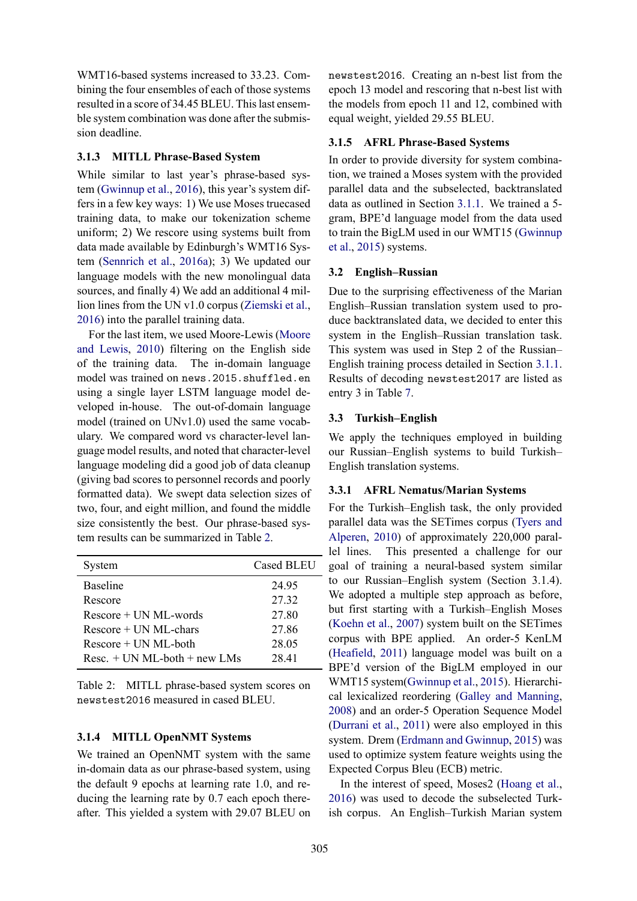WMT16-based systems increased to 33.23. Combining the four ensembles of each of those systems resulted in a score of 34.45 BLEU. This last ensemble system combination was done after the submission deadline.

### 3.1.3 MITLL Phrase-Based System

While similar to last year's phrase-based system (Gwinnup et al., 2016), this year's system differs in a few key ways: 1) We use Moses truecased training data, to make our tokenization scheme uniform; 2) We rescore using systems built from data made available by Edinburgh's WMT16 System (Sennrich et al., 2016a); 3) We updated our language models with the new monolingual data sources, and finally 4) We add an additional 4 million lines from the UN v1.0 corpus (Ziemski et al., 2016) into the parallel training data.

For the last item, we used Moore-Lewis (Moore and Lewis, 2010) filtering on the English side of the training data. The in-domain language model was trained on `news.2015.shuffled.en` using a single layer LSTM language model developed in-house. The out-of-domain language model (trained on UNv1.0) used the same vocabulary. We compared word vs character-level language model results, and noted that character-level language modeling did a good job of data cleanup (giving bad scores to personnel records and poorly formatted data). We swept data selection sizes of two, four, and eight million, and found the middle size consistently the best. Our phrase-based system results can be summarized in Table 2.

| System | Cased BLEU |
|---|---|
| Baseline | 24.95 |
| Rescore | 27.32 |
| Rescore + UN ML-words | 27.80 |
| Rescore + UN ML-chars | 27.86 |
| Rescore + UN ML-both | 28.05 |
| Resc. + UN ML-both + new LMs | 28.41 |

Table 2: MITLL phrase-based system scores on `newstest2016` measured in cased BLEU.

### 3.1.4 MITLL OpenNMT Systems

We trained an OpenNMT system with the same in-domain data as our phrase-based system, using the default 9 epochs at learning rate 1.0, and reducing the learning rate by 0.7 each epoch thereafter. This yielded a system with 29.07 BLEU on `newstest2016`. Creating an n-best list from the epoch 13 model and rescoring that n-best list with the models from epoch 11 and 12, combined with equal weight, yielded 29.55 BLEU.

### 3.1.5 AFRL Phrase-Based Systems

In order to provide diversity for system combination, we trained a Moses system with the provided parallel data and the subselected, backtranslated data as outlined in Section 3.1.1. We trained a 5-gram, BPE'd language model from the data used to train the BigLM used in our WMT15 (Gwinnup et al., 2015) systems.

## 3.2 English–Russian

Due to the surprising effectiveness of the Marian English–Russian translation system used to produce backtranslated data, we decided to enter this system in the English–Russian translation task. This system was used in Step 2 of the Russian–English training process detailed in Section 3.1.1. Results of decoding `newstest2017` are listed as entry 3 in Table 7.

## 3.3 Turkish–English

We apply the techniques employed in building our Russian–English systems to build Turkish–English translation systems.

### 3.3.1 AFRL Nematus/Marian Systems

For the Turkish–English task, the only provided parallel data was the SETimes corpus (Tyers and Alperen, 2010) of approximately 220,000 parallel lines. This presented a challenge for our goal of training a neural-based system similar to our Russian–English system (Section 3.1.4). We adopted a multiple step approach as before, but first starting with a Turkish–English Moses (Koehn et al., 2007) system built on the SETimes corpus with BPE applied. An order-5 KenLM (Heafield, 2011) language model was built on a BPE'd version of the BigLM employed in our WMT15 system(Gwinnup et al., 2015). Hierarchical lexicalized reordering (Galley and Manning, 2008) and an order-5 Operation Sequence Model (Durrani et al., 2011) were also employed in this system. Drem (Erdmann and Gwinnup, 2015) was used to optimize system feature weights using the Expected Corpus Bleu (ECB) metric.

In the interest of speed, Moses2 (Hoang et al., 2016) was used to decode the subselected Turkish corpus. An English–Turkish Marian system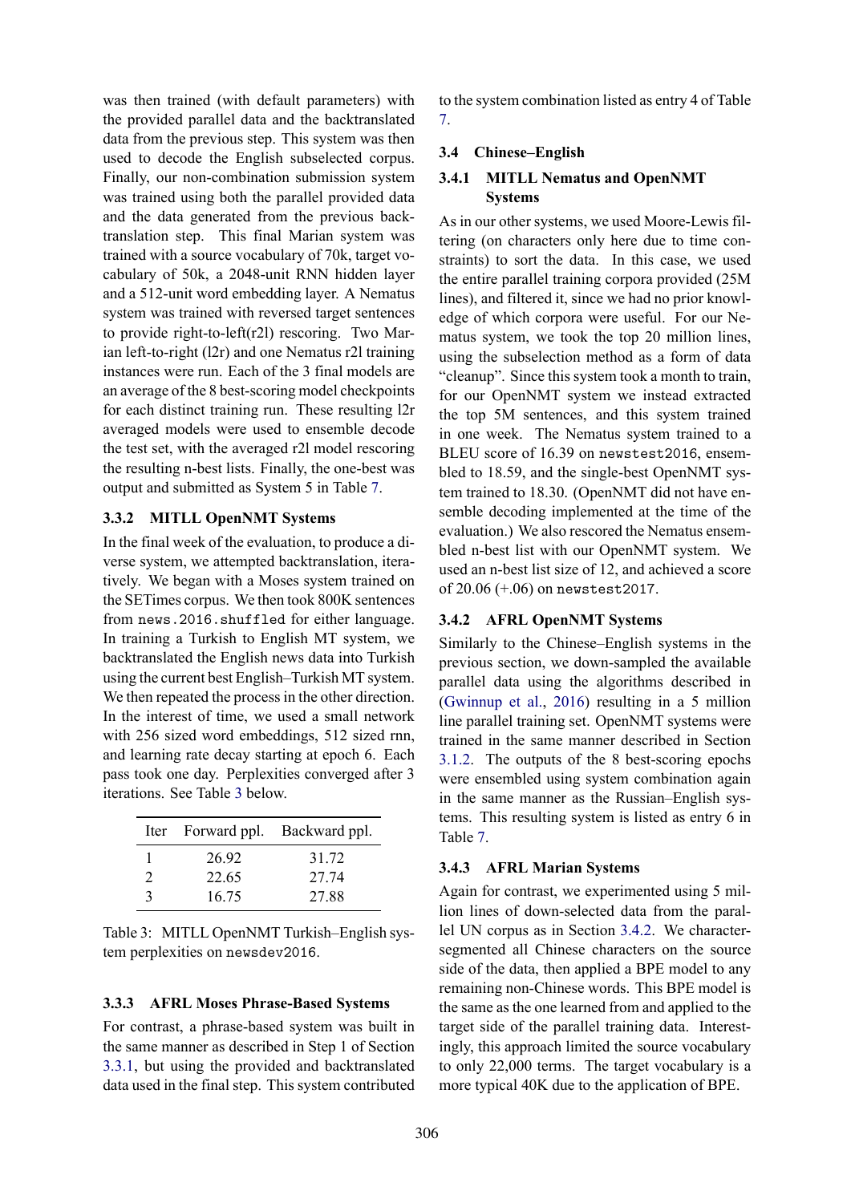was then trained (with default parameters) with the provided parallel data and the backtranslated data from the previous step. This system was then used to decode the English subselected corpus. Finally, our non-combination submission system was trained using both the parallel provided data and the data generated from the previous back-translation step. This final Marian system was trained with a source vocabulary of 70k, target vocabulary of 50k, a 2048-unit RNN hidden layer and a 512-unit word embedding layer. A Nematus system was trained with reversed target sentences to provide right-to-left(r2l) rescoring. Two Marian left-to-right (l2r) and one Nematus r2l training instances were run. Each of the 3 final models are an average of the 8 best-scoring model checkpoints for each distinct training run. These resulting l2r averaged models were used to ensemble decode the test set, with the averaged r2l model rescoring the resulting n-best lists. Finally, the one-best was output and submitted as System 5 in Table 7.

### 3.3.2 MITLL OpenNMT Systems

In the final week of the evaluation, to produce a diverse system, we attempted backtranslation, iteratively. We began with a Moses system trained on the SETimes corpus. We then took 800K sentences from `news.2016.shuffled` for either language. In training a Turkish to English MT system, we backtranslated the English news data into Turkish using the current best English–Turkish MT system. We then repeated the process in the other direction. In the interest of time, we used a small network with 256 sized word embeddings, 512 sized rnn, and learning rate decay starting at epoch 6. Each pass took one day. Perplexities converged after 3 iterations. See Table 3 below.

| Iter | Forward ppl. | Backward ppl. |
|---|---|---|
| 1 | 26.92 | 31.72 |
| 2 | 22.65 | 27.74 |
| 3 | 16.75 | 27.88 |

Table 3: MITLL OpenNMT Turkish–English system perplexities on `newsdev2016`.

### 3.3.3 AFRL Moses Phrase-Based Systems

For contrast, a phrase-based system was built in the same manner as described in Step 1 of Section 3.3.1, but using the provided and backtranslated data used in the final step. This system contributed to the system combination listed as entry 4 of Table 7.

## 3.4 Chinese–English

### 3.4.1 MITLL Nematus and OpenNMT Systems

As in our other systems, we used Moore-Lewis filtering (on characters only here due to time constraints) to sort the data. In this case, we used the entire parallel training corpora provided (25M lines), and filtered it, since we had no prior knowledge of which corpora were useful. For our Nematus system, we took the top 20 million lines, using the subselection method as a form of data "cleanup". Since this system took a month to train, for our OpenNMT system we instead extracted the top 5M sentences, and this system trained in one week. The Nematus system trained to a BLEU score of 16.39 on `newstest2016`, ensembled to 18.59, and the single-best OpenNMT system trained to 18.30. (OpenNMT did not have ensemble decoding implemented at the time of the evaluation.) We also rescored the Nematus ensembled n-best list with our OpenNMT system. We used an n-best list size of 12, and achieved a score of 20.06 (+.06) on `newstest2017`.

### 3.4.2 AFRL OpenNMT Systems

Similarly to the Chinese–English systems in the previous section, we down-sampled the available parallel data using the algorithms described in (Gwinnup et al., 2016) resulting in a 5 million line parallel training set. OpenNMT systems were trained in the same manner described in Section 3.1.2. The outputs of the 8 best-scoring epochs were ensembled using system combination again in the same manner as the Russian–English systems. This resulting system is listed as entry 6 in Table 7.

### 3.4.3 AFRL Marian Systems

Again for contrast, we experimented using 5 million lines of down-selected data from the parallel UN corpus as in Section 3.4.2. We character-segmented all Chinese characters on the source side of the data, then applied a BPE model to any remaining non-Chinese words. This BPE model is the same as the one learned from and applied to the target side of the parallel training data. Interestingly, this approach limited the source vocabulary to only 22,000 terms. The target vocabulary is a more typical 40K due to the application of BPE.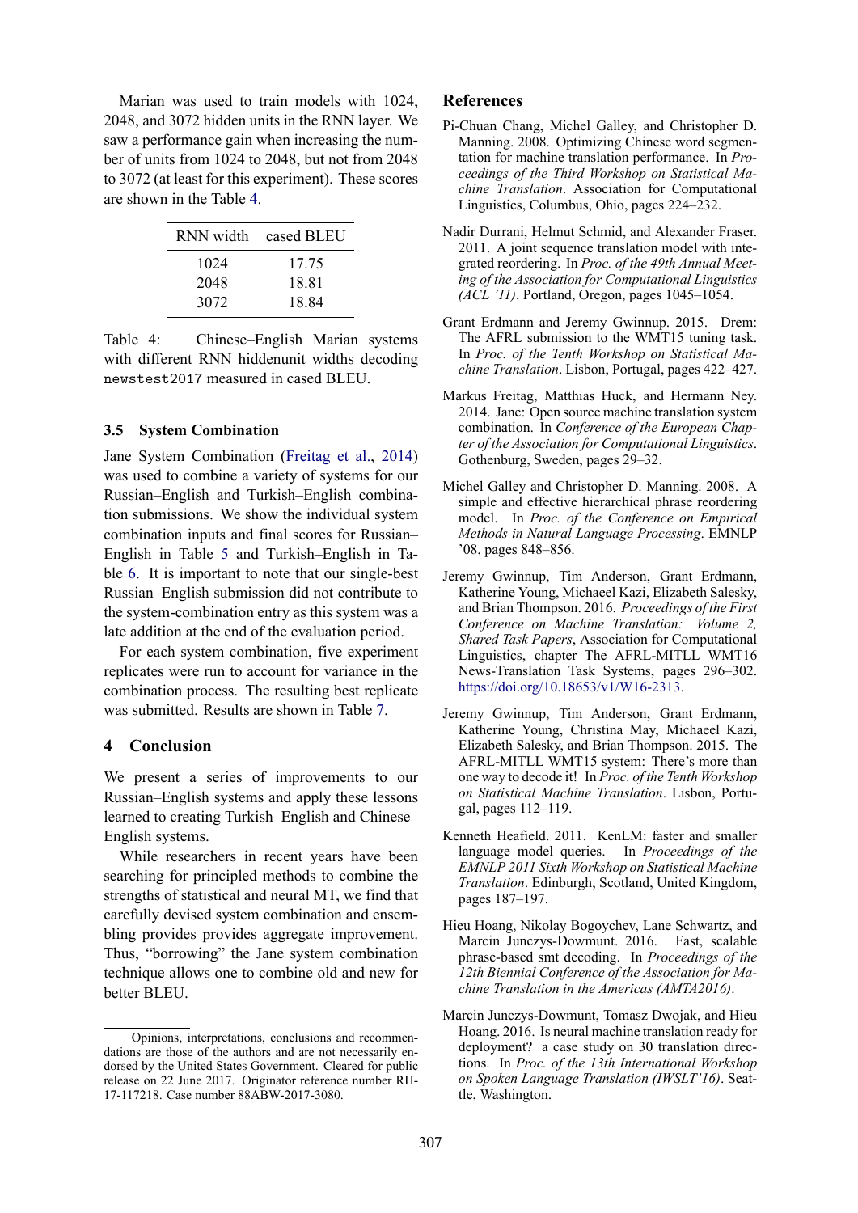Marian was used to train models with 1024, 2048, and 3072 hidden units in the RNN layer. We saw a performance gain when increasing the number of units from 1024 to 2048, but not from 2048 to 3072 (at least for this experiment). These scores are shown in the Table 4.

| RNN width | cased BLEU |
|---|---|
| 1024 | 17.75 |
| 2048 | 18.81 |
| 3072 | 18.84 |

Table 4: Chinese–English Marian systems with different RNN hiddenunit widths decoding `newstest2017` measured in cased BLEU.

### 3.5 System Combination

Jane System Combination (Freitag et al., 2014) was used to combine a variety of systems for our Russian–English and Turkish–English combination submissions. We show the individual system combination inputs and final scores for Russian–English in Table 5 and Turkish–English in Table 6. It is important to note that our single-best Russian–English submission did not contribute to the system-combination entry as this system was a late addition at the end of the evaluation period.

For each system combination, five experiment replicates were run to account for variance in the combination process. The resulting best replicate was submitted. Results are shown in Table 7.

## 4 Conclusion

We present a series of improvements to our Russian–English systems and apply these lessons learned to creating Turkish–English and Chinese–English systems.

While researchers in recent years have been searching for principled methods to combine the strengths of statistical and neural MT, we find that carefully devised system combination and ensembling provides provides aggregate improvement. Thus, "borrowing" the Jane system combination technique allows one to combine old and new for better BLEU.

Opinions, interpretations, conclusions and recommendations are those of the authors and are not necessarily endorsed by the United States Government. Cleared for public release on 22 June 2017. Originator reference number RH-17-117218. Case number 88ABW-2017-3080.

## References

Pi-Chuan Chang, Michel Galley, and Christopher D. Manning. 2008. Optimizing Chinese word segmentation for machine translation performance. In *Proceedings of the Third Workshop on Statistical Machine Translation*. Association for Computational Linguistics, Columbus, Ohio, pages 224–232.

Nadir Durrani, Helmut Schmid, and Alexander Fraser. 2011. A joint sequence translation model with integrated reordering. In *Proc. of the 49th Annual Meeting of the Association for Computational Linguistics (ACL '11)*. Portland, Oregon, pages 1045–1054.

Grant Erdmann and Jeremy Gwinnup. 2015. Drem: The AFRL submission to the WMT15 tuning task. In *Proc. of the Tenth Workshop on Statistical Machine Translation*. Lisbon, Portugal, pages 422–427.

Markus Freitag, Matthias Huck, and Hermann Ney. 2014. Jane: Open source machine translation system combination. In *Conference of the European Chapter of the Association for Computational Linguistics*. Gothenburg, Sweden, pages 29–32.

Michel Galley and Christopher D. Manning. 2008. A simple and effective hierarchical phrase reordering model. In *Proc. of the Conference on Empirical Methods in Natural Language Processing*. EMNLP '08, pages 848–856.

Jeremy Gwinnup, Tim Anderson, Grant Erdmann, Katherine Young, Michaeel Kazi, Elizabeth Salesky, and Brian Thompson. 2016. *Proceedings of the First Conference on Machine Translation: Volume 2, Shared Task Papers*, Association for Computational Linguistics, chapter The AFRL-MITLL WMT16 News-Translation Task Systems, pages 296–302. https://doi.org/10.18653/v1/W16-2313.

Jeremy Gwinnup, Tim Anderson, Grant Erdmann, Katherine Young, Christina May, Michaeel Kazi, Elizabeth Salesky, and Brian Thompson. 2015. The AFRL-MITLL WMT15 system: There's more than one way to decode it! In *Proc. of the Tenth Workshop on Statistical Machine Translation*. Lisbon, Portugal, pages 112–119.

Kenneth Heafield. 2011. KenLM: faster and smaller language model queries. In *Proceedings of the EMNLP 2011 Sixth Workshop on Statistical Machine Translation*. Edinburgh, Scotland, United Kingdom, pages 187–197.

Hieu Hoang, Nikolay Bogoychev, Lane Schwartz, and Marcin Junczys-Dowmunt. 2016. Fast, scalable phrase-based smt decoding. In *Proceedings of the 12th Biennial Conference of the Association for Machine Translation in the Americas (AMTA2016)*.

Marcin Junczys-Dowmunt, Tomasz Dwojak, and Hieu Hoang. 2016. Is neural machine translation ready for deployment? a case study on 30 translation directions. In *Proc. of the 13th International Workshop on Spoken Language Translation (IWSLT'16)*. Seattle, Washington.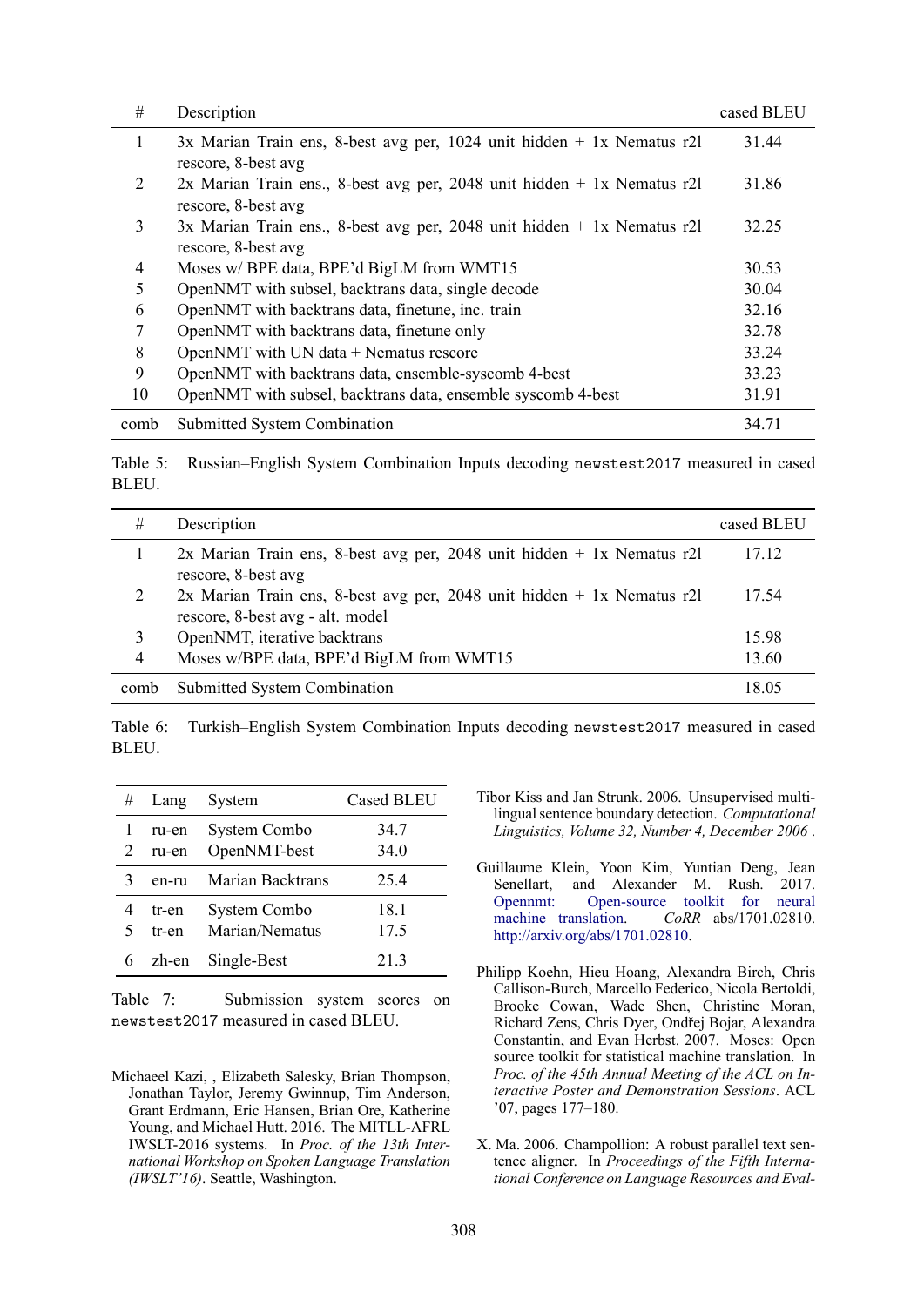| # | Description | cased BLEU |
|---|---|---|
| 1 | 3x Marian Train ens, 8-best avg per, 1024 unit hidden + 1x Nematus r2l rescore, 8-best avg | 31.44 |
| 2 | 2x Marian Train ens., 8-best avg per, 2048 unit hidden + 1x Nematus r2l rescore, 8-best avg | 31.86 |
| 3 | 3x Marian Train ens., 8-best avg per, 2048 unit hidden + 1x Nematus r2l rescore, 8-best avg | 32.25 |
| 4 | Moses w/ BPE data, BPE'd BigLM from WMT15 | 30.53 |
| 5 | OpenNMT with subsel, backtrans data, single decode | 30.04 |
| 6 | OpenNMT with backtrans data, finetune, inc. train | 32.16 |
| 7 | OpenNMT with backtrans data, finetune only | 32.78 |
| 8 | OpenNMT with UN data + Nematus rescore | 33.24 |
| 9 | OpenNMT with backtrans data, ensemble-syscomb 4-best | 33.23 |
| 10 | OpenNMT with subsel, backtrans data, ensemble syscomb 4-best | 31.91 |
| comb | Submitted System Combination | 34.71 |

Table 5: Russian–English System Combination Inputs decoding `newstest2017` measured in cased BLEU.

| # | Description | cased BLEU |
|---|---|---|
| 1 | 2x Marian Train ens, 8-best avg per, 2048 unit hidden + 1x Nematus r2l rescore, 8-best avg | 17.12 |
| 2 | 2x Marian Train ens, 8-best avg per, 2048 unit hidden + 1x Nematus r2l rescore, 8-best avg - alt. model | 17.54 |
| 3 | OpenNMT, iterative backtrans | 15.98 |
| 4 | Moses w/BPE data, BPE'd BigLM from WMT15 | 13.60 |
| comb | Submitted System Combination | 18.05 |

Table 6: Turkish–English System Combination Inputs decoding `newstest2017` measured in cased BLEU.

| # | Lang | System | Cased BLEU |
|---|---|---|---|
| 1 | ru-en | System Combo | 34.7 |
| 2 | ru-en | OpenNMT-best | 34.0 |
| 3 | en-ru | Marian Backtrans | 25.4 |
| 4 | tr-en | System Combo | 18.1 |
| 5 | tr-en | Marian/Nematus | 17.5 |
| 6 | zh-en | Single-Best | 21.3 |

Table 7: Submission system scores on `newstest2017` measured in cased BLEU.

Michaeel Kazi, , Elizabeth Salesky, Brian Thompson, Jonathan Taylor, Jeremy Gwinnup, Tim Anderson, Grant Erdmann, Eric Hansen, Brian Ore, Katherine Young, and Michael Hutt. 2016. The MITLL-AFRL IWSLT-2016 systems. In *Proc. of the 13th International Workshop on Spoken Language Translation (IWSLT'16)*. Seattle, Washington.

Tibor Kiss and Jan Strunk. 2006. Unsupervised multilingual sentence boundary detection. *Computational Linguistics, Volume 32, Number 4, December 2006* .

Guillaume Klein, Yoon Kim, Yuntian Deng, Jean Senellart, and Alexander M. Rush. 2017. Opennmt: Open-source toolkit for neural machine translation. *CoRR* abs/1701.02810. http://arxiv.org/abs/1701.02810.

Philipp Koehn, Hieu Hoang, Alexandra Birch, Chris Callison-Burch, Marcello Federico, Nicola Bertoldi, Brooke Cowan, Wade Shen, Christine Moran, Richard Zens, Chris Dyer, Ondřej Bojar, Alexandra Constantin, and Evan Herbst. 2007. Moses: Open source toolkit for statistical machine translation. In *Proc. of the 45th Annual Meeting of the ACL on Interactive Poster and Demonstration Sessions*. ACL '07, pages 177–180.

X. Ma. 2006. Champollion: A robust parallel text sentence aligner. In *Proceedings of the Fifth International Conference on Language Resources and Eval-*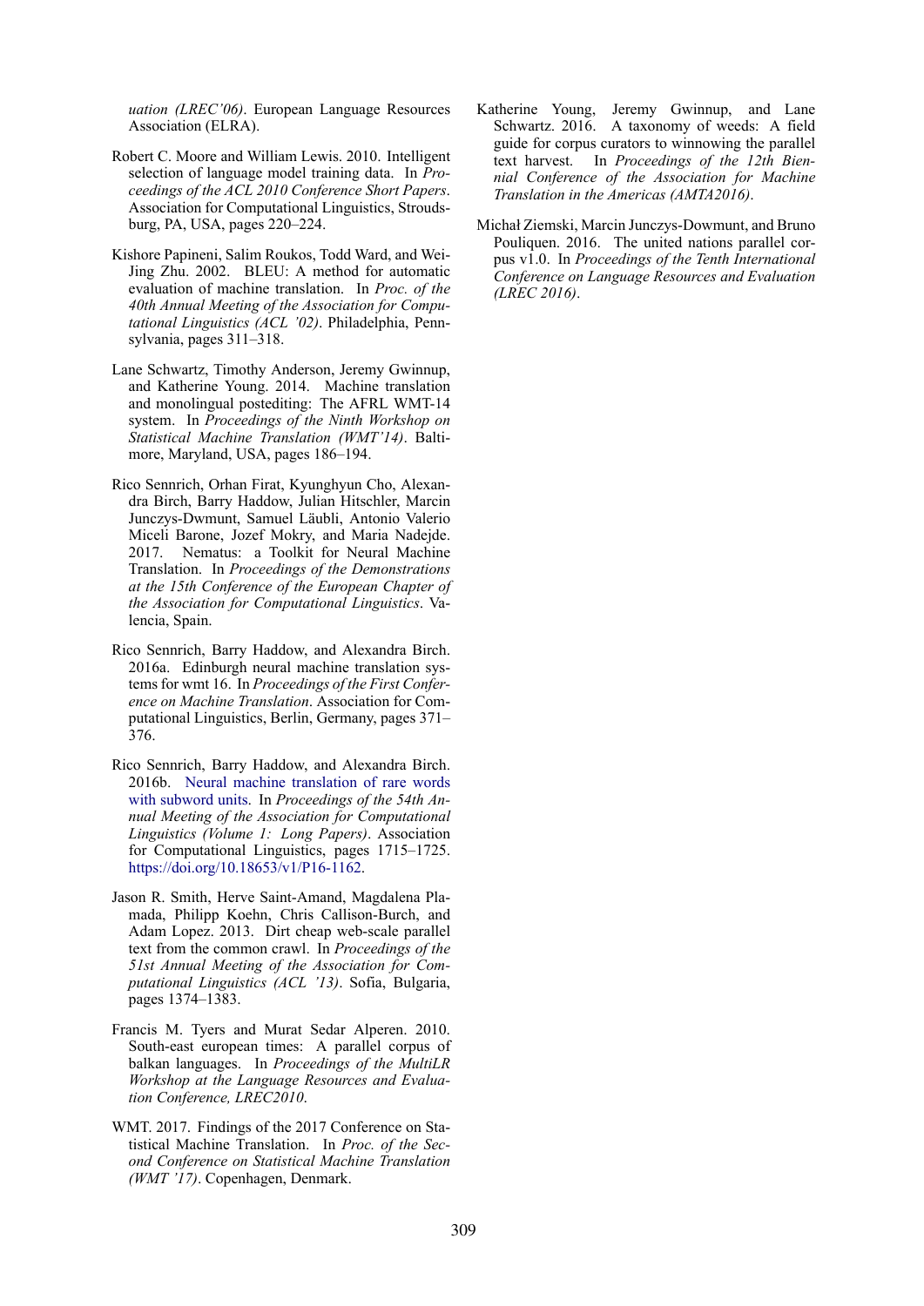*uation (LREC'06)*. European Language Resources Association (ELRA).

Robert C. Moore and William Lewis. 2010. Intelligent selection of language model training data. In *Proceedings of the ACL 2010 Conference Short Papers*. Association for Computational Linguistics, Stroudsburg, PA, USA, pages 220–224.

Kishore Papineni, Salim Roukos, Todd Ward, and Wei-Jing Zhu. 2002. BLEU: A method for automatic evaluation of machine translation. In *Proc. of the 40th Annual Meeting of the Association for Computational Linguistics (ACL '02)*. Philadelphia, Pennsylvania, pages 311–318.

Lane Schwartz, Timothy Anderson, Jeremy Gwinnup, and Katherine Young. 2014. Machine translation and monolingual postediting: The AFRL WMT-14 system. In *Proceedings of the Ninth Workshop on Statistical Machine Translation (WMT'14)*. Baltimore, Maryland, USA, pages 186–194.

Rico Sennrich, Orhan Firat, Kyunghyun Cho, Alexandra Birch, Barry Haddow, Julian Hitschler, Marcin Junczys-Dwmunt, Samuel Läubli, Antonio Valerio Miceli Barone, Jozef Mokry, and Maria Nadejde. 2017. Nematus: a Toolkit for Neural Machine Translation. In *Proceedings of the Demonstrations at the 15th Conference of the European Chapter of the Association for Computational Linguistics*. Valencia, Spain.

Rico Sennrich, Barry Haddow, and Alexandra Birch. 2016a. Edinburgh neural machine translation systems for wmt 16. In *Proceedings of the First Conference on Machine Translation*. Association for Computational Linguistics, Berlin, Germany, pages 371–376.

Rico Sennrich, Barry Haddow, and Alexandra Birch. 2016b. Neural machine translation of rare words with subword units. In *Proceedings of the 54th Annual Meeting of the Association for Computational Linguistics (Volume 1: Long Papers)*. Association for Computational Linguistics, pages 1715–1725. https://doi.org/10.18653/v1/P16-1162.

Jason R. Smith, Herve Saint-Amand, Magdalena Plamada, Philipp Koehn, Chris Callison-Burch, and Adam Lopez. 2013. Dirt cheap web-scale parallel text from the common crawl. In *Proceedings of the 51st Annual Meeting of the Association for Computational Linguistics (ACL '13)*. Sofia, Bulgaria, pages 1374–1383.

Francis M. Tyers and Murat Sedar Alperen. 2010. South-east european times: A parallel corpus of balkan languages. In *Proceedings of the MultiLR Workshop at the Language Resources and Evaluation Conference, LREC2010*.

WMT. 2017. Findings of the 2017 Conference on Statistical Machine Translation. In *Proc. of the Second Conference on Statistical Machine Translation (WMT '17)*. Copenhagen, Denmark.

Katherine Young, Jeremy Gwinnup, and Lane Schwartz. 2016. A taxonomy of weeds: A field guide for corpus curators to winnowing the parallel text harvest. In *Proceedings of the 12th Biennial Conference of the Association for Machine Translation in the Americas (AMTA2016)*.

Michał Ziemski, Marcin Junczys-Dowmunt, and Bruno Pouliquen. 2016. The united nations parallel corpus v1.0. In *Proceedings of the Tenth International Conference on Language Resources and Evaluation (LREC 2016)*.